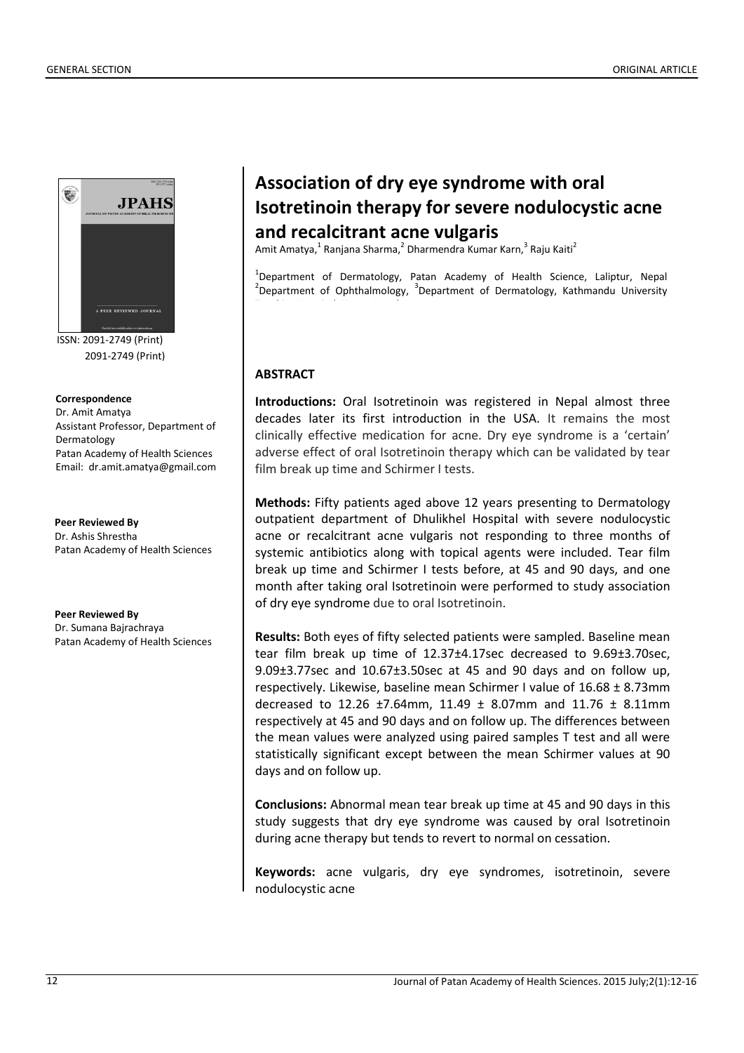# Association of dry eye syndrome with oral Isotretinoin therapy for severe nodulocystic acne and recalcitrant acne vulgaris

Amit Amatya,[1] Ranjana Sharma,[2] Dharmendra Kumar Karn,[3] Raju Kaiti[2]

[1]Department of Dermatology, Patan Academy of Health Science, Laliptur, Nepal
[2]Department of Ophthalmology, [3]Department of Dermatology, Kathmandu University

ISSN: 2091-2749 (Print)
2091-2749 (Print)

**Correspondence**
Dr. Amit Amatya
Assistant Professor, Department of Dermatology
Patan Academy of Health Sciences
Email: dr.amit.amatya@gmail.com

**Peer Reviewed By**
Dr. Ashis Shrestha
Patan Academy of Health Sciences

**Peer Reviewed By**
Dr. Sumana Bajrachraya
Patan Academy of Health Sciences

## ABSTRACT

**Introductions:** Oral Isotretinoin was registered in Nepal almost three decades later its first introduction in the USA. It remains the most clinically effective medication for acne. Dry eye syndrome is a 'certain' adverse effect of oral Isotretinoin therapy which can be validated by tear film break up time and Schirmer I tests.

**Methods:** Fifty patients aged above 12 years presenting to Dermatology outpatient department of Dhulikhel Hospital with severe nodulocystic acne or recalcitrant acne vulgaris not responding to three months of systemic antibiotics along with topical agents were included. Tear film break up time and Schirmer I tests before, at 45 and 90 days, and one month after taking oral Isotretinoin were performed to study association of dry eye syndrome due to oral Isotretinoin.

**Results:** Both eyes of fifty selected patients were sampled. Baseline mean tear film break up time of 12.37±4.17sec decreased to 9.69±3.70sec, 9.09±3.77sec and 10.67±3.50sec at 45 and 90 days and on follow up, respectively. Likewise, baseline mean Schirmer I value of 16.68 ± 8.73mm decreased to 12.26 ±7.64mm, 11.49 ± 8.07mm and 11.76 ± 8.11mm respectively at 45 and 90 days and on follow up. The differences between the mean values were analyzed using paired samples T test and all were statistically significant except between the mean Schirmer values at 90 days and on follow up.

**Conclusions:** Abnormal mean tear break up time at 45 and 90 days in this study suggests that dry eye syndrome was caused by oral Isotretinoin during acne therapy but tends to revert to normal on cessation.

**Keywords:** acne vulgaris, dry eye syndromes, isotretinoin, severe nodulocystic acne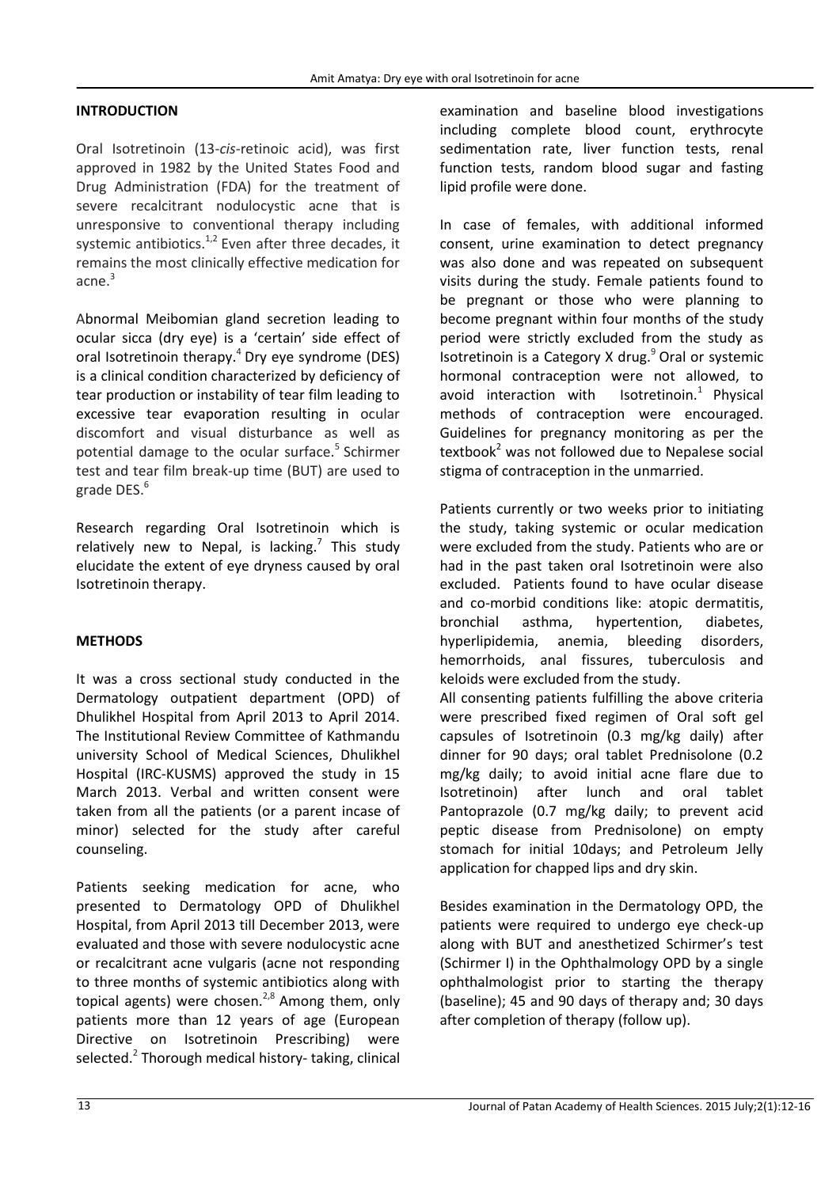## INTRODUCTION

Oral Isotretinoin (13-*cis*-retinoic acid), was first approved in 1982 by the United States Food and Drug Administration (FDA) for the treatment of severe recalcitrant nodulocystic acne that is unresponsive to conventional therapy including systemic antibiotics.[1,2] Even after three decades, it remains the most clinically effective medication for acne.[3]

Abnormal Meibomian gland secretion leading to ocular sicca (dry eye) is a 'certain' side effect of oral Isotretinoin therapy.[4] Dry eye syndrome (DES) is a clinical condition characterized by deficiency of tear production or instability of tear film leading to excessive tear evaporation resulting in ocular discomfort and visual disturbance as well as potential damage to the ocular surface.[5] Schirmer test and tear film break-up time (BUT) are used to grade DES.[6]

Research regarding Oral Isotretinoin which is relatively new to Nepal, is lacking.[7] This study elucidate the extent of eye dryness caused by oral Isotretinoin therapy.

## METHODS

It was a cross sectional study conducted in the Dermatology outpatient department (OPD) of Dhulikhel Hospital from April 2013 to April 2014. The Institutional Review Committee of Kathmandu university School of Medical Sciences, Dhulikhel Hospital (IRC-KUSMS) approved the study in 15 March 2013. Verbal and written consent were taken from all the patients (or a parent incase of minor) selected for the study after careful counseling.

Patients seeking medication for acne, who presented to Dermatology OPD of Dhulikhel Hospital, from April 2013 till December 2013, were evaluated and those with severe nodulocystic acne or recalcitrant acne vulgaris (acne not responding to three months of systemic antibiotics along with topical agents) were chosen.[2,8] Among them, only patients more than 12 years of age (European Directive on Isotretinoin Prescribing) were selected.[2] Thorough medical history- taking, clinical examination and baseline blood investigations including complete blood count, erythrocyte sedimentation rate, liver function tests, renal function tests, random blood sugar and fasting lipid profile were done.

In case of females, with additional informed consent, urine examination to detect pregnancy was also done and was repeated on subsequent visits during the study. Female patients found to be pregnant or those who were planning to become pregnant within four months of the study period were strictly excluded from the study as Isotretinoin is a Category X drug.[9] Oral or systemic hormonal contraception were not allowed, to avoid interaction with Isotretinoin.[1] Physical methods of contraception were encouraged. Guidelines for pregnancy monitoring as per the textbook[2] was not followed due to Nepalese social stigma of contraception in the unmarried.

Patients currently or two weeks prior to initiating the study, taking systemic or ocular medication were excluded from the study. Patients who are or had in the past taken oral Isotretinoin were also excluded. Patients found to have ocular disease and co-morbid conditions like: atopic dermatitis, bronchial asthma, hypertention, diabetes, hyperlipidemia, anemia, bleeding disorders, hemorrhoids, anal fissures, tuberculosis and keloids were excluded from the study.

All consenting patients fulfilling the above criteria were prescribed fixed regimen of Oral soft gel capsules of Isotretinoin (0.3 mg/kg daily) after dinner for 90 days; oral tablet Prednisolone (0.2 mg/kg daily; to avoid initial acne flare due to Isotretinoin) after lunch and oral tablet Pantoprazole (0.7 mg/kg daily; to prevent acid peptic disease from Prednisolone) on empty stomach for initial 10days; and Petroleum Jelly application for chapped lips and dry skin.

Besides examination in the Dermatology OPD, the patients were required to undergo eye check-up along with BUT and anesthetized Schirmer's test (Schirmer I) in the Ophthalmology OPD by a single ophthalmologist prior to starting the therapy (baseline); 45 and 90 days of therapy and; 30 days after completion of therapy (follow up).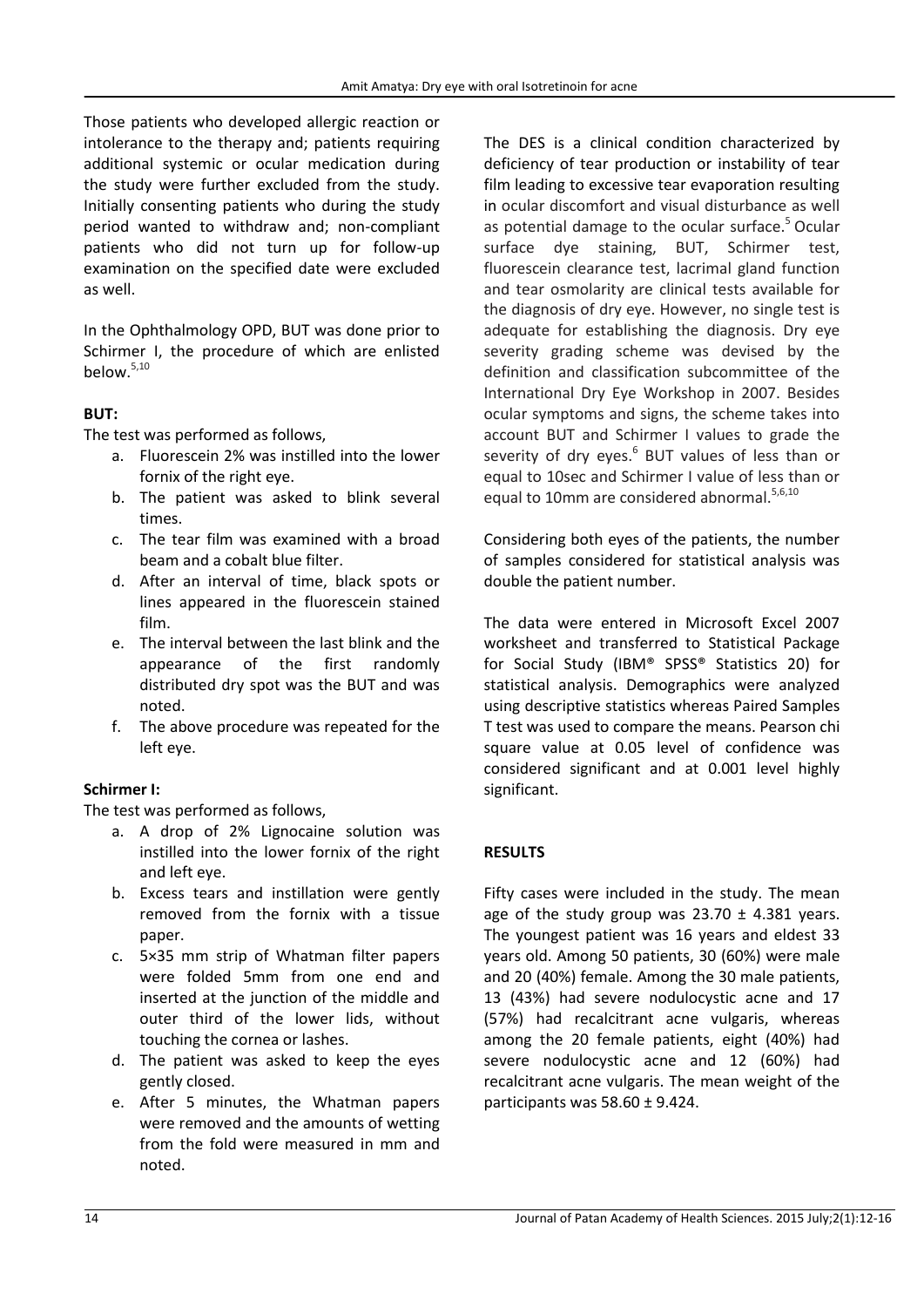Those patients who developed allergic reaction or intolerance to the therapy and; patients requiring additional systemic or ocular medication during the study were further excluded from the study. Initially consenting patients who during the study period wanted to withdraw and; non-compliant patients who did not turn up for follow-up examination on the specified date were excluded as well.

In the Ophthalmology OPD, BUT was done prior to Schirmer I, the procedure of which are enlisted below.[5,10]

**BUT:**

The test was performed as follows,

a. Fluorescein 2% was instilled into the lower fornix of the right eye.
b. The patient was asked to blink several times.
c. The tear film was examined with a broad beam and a cobalt blue filter.
d. After an interval of time, black spots or lines appeared in the fluorescein stained film.
e. The interval between the last blink and the appearance of the first randomly distributed dry spot was the BUT and was noted.
f. The above procedure was repeated for the left eye.

**Schirmer I:**

The test was performed as follows,

a. A drop of 2% Lignocaine solution was instilled into the lower fornix of the right and left eye.
b. Excess tears and instillation were gently removed from the fornix with a tissue paper.
c. 5×35 mm strip of Whatman filter papers were folded 5mm from one end and inserted at the junction of the middle and outer third of the lower lids, without touching the cornea or lashes.
d. The patient was asked to keep the eyes gently closed.
e. After 5 minutes, the Whatman papers were removed and the amounts of wetting from the fold were measured in mm and noted.

The DES is a clinical condition characterized by deficiency of tear production or instability of tear film leading to excessive tear evaporation resulting in ocular discomfort and visual disturbance as well as potential damage to the ocular surface.[5] Ocular surface dye staining, BUT, Schirmer test, fluorescein clearance test, lacrimal gland function and tear osmolarity are clinical tests available for the diagnosis of dry eye. However, no single test is adequate for establishing the diagnosis. Dry eye severity grading scheme was devised by the definition and classification subcommittee of the International Dry Eye Workshop in 2007. Besides ocular symptoms and signs, the scheme takes into account BUT and Schirmer I values to grade the severity of dry eyes.[6] BUT values of less than or equal to 10sec and Schirmer I value of less than or equal to 10mm are considered abnormal.[5,6,10]

Considering both eyes of the patients, the number of samples considered for statistical analysis was double the patient number.

The data were entered in Microsoft Excel 2007 worksheet and transferred to Statistical Package for Social Study (IBM® SPSS® Statistics 20) for statistical analysis. Demographics were analyzed using descriptive statistics whereas Paired Samples T test was used to compare the means. Pearson chi square value at 0.05 level of confidence was considered significant and at 0.001 level highly significant.

## RESULTS

Fifty cases were included in the study. The mean age of the study group was 23.70 ± 4.381 years. The youngest patient was 16 years and eldest 33 years old. Among 50 patients, 30 (60%) were male and 20 (40%) female. Among the 30 male patients, 13 (43%) had severe nodulocystic acne and 17 (57%) had recalcitrant acne vulgaris, whereas among the 20 female patients, eight (40%) had severe nodulocystic acne and 12 (60%) had recalcitrant acne vulgaris. The mean weight of the participants was 58.60 ± 9.424.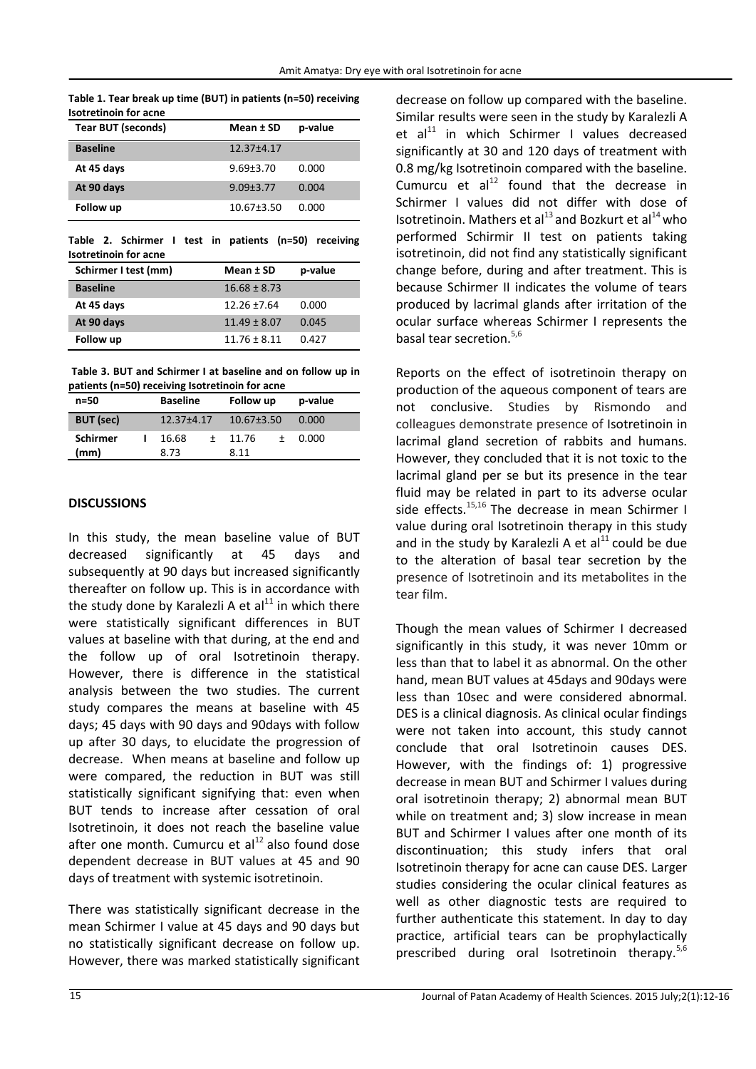**Table 1. Tear break up time (BUT) in patients (n=50) receiving Isotretinoin for acne**

| Tear BUT (seconds) | Mean ± SD | p-value |
|---|---|---|
| Baseline | 12.37±4.17 | |
| At 45 days | 9.69±3.70 | 0.000 |
| At 90 days | 9.09±3.77 | 0.004 |
| Follow up | 10.67±3.50 | 0.000 |

**Table 2. Schirmer I test in patients (n=50) receiving Isotretinoin for acne**

| Schirmer I test (mm) | Mean ± SD | p-value |
|---|---|---|
| Baseline | 16.68 ± 8.73 | |
| At 45 days | 12.26 ±7.64 | 0.000 |
| At 90 days | 11.49 ± 8.07 | 0.045 |
| Follow up | 11.76 ± 8.11 | 0.427 |

**Table 3. BUT and Schirmer I at baseline and on follow up in patients (n=50) receiving Isotretinoin for acne**

| n=50 | Baseline | Follow up | p-value |
|---|---|---|---|
| BUT (sec) | 12.37±4.17 | 10.67±3.50 | 0.000 |
| Schirmer I (mm) | 16.68 ± 8.73 | 11.76 ± 8.11 | 0.000 |

## DISCUSSIONS

In this study, the mean baseline value of BUT decreased significantly at 45 days and subsequently at 90 days but increased significantly thereafter on follow up. This is in accordance with the study done by Karalezli A et al[11] in which there were statistically significant differences in BUT values at baseline with that during, at the end and the follow up of oral Isotretinoin therapy. However, there is difference in the statistical analysis between the two studies. The current study compares the means at baseline with 45 days; 45 days with 90 days and 90days with follow up after 30 days, to elucidate the progression of decrease. When means at baseline and follow up were compared, the reduction in BUT was still statistically significant signifying that: even when BUT tends to increase after cessation of oral Isotretinoin, it does not reach the baseline value after one month. Cumurcu et al[12] also found dose dependent decrease in BUT values at 45 and 90 days of treatment with systemic isotretinoin.

There was statistically significant decrease in the mean Schirmer I value at 45 days and 90 days but no statistically significant decrease on follow up. However, there was marked statistically significant decrease on follow up compared with the baseline. Similar results were seen in the study by Karalezli A et al[11] in which Schirmer I values decreased significantly at 30 and 120 days of treatment with 0.8 mg/kg Isotretinoin compared with the baseline. Cumurcu et al[12] found that the decrease in Schirmer I values did not differ with dose of Isotretinoin. Mathers et al[13] and Bozkurt et al[14] who performed Schirmir II test on patients taking isotretinoin, did not find any statistically significant change before, during and after treatment. This is because Schirmer II indicates the volume of tears produced by lacrimal glands after irritation of the ocular surface whereas Schirmer I represents the basal tear secretion.[5,6]

Reports on the effect of isotretinoin therapy on production of the aqueous component of tears are not conclusive. Studies by Rismondo and colleagues demonstrate presence of Isotretinoin in lacrimal gland secretion of rabbits and humans. However, they concluded that it is not toxic to the lacrimal gland per se but its presence in the tear fluid may be related in part to its adverse ocular side effects.[15,16] The decrease in mean Schirmer I value during oral Isotretinoin therapy in this study and in the study by Karalezli A et al[11] could be due to the alteration of basal tear secretion by the presence of Isotretinoin and its metabolites in the tear film.

Though the mean values of Schirmer I decreased significantly in this study, it was never 10mm or less than that to label it as abnormal. On the other hand, mean BUT values at 45days and 90days were less than 10sec and were considered abnormal. DES is a clinical diagnosis. As clinical ocular findings were not taken into account, this study cannot conclude that oral Isotretinoin causes DES. However, with the findings of: 1) progressive decrease in mean BUT and Schirmer I values during oral isotretinoin therapy; 2) abnormal mean BUT while on treatment and; 3) slow increase in mean BUT and Schirmer I values after one month of its discontinuation; this study infers that oral Isotretinoin therapy for acne can cause DES. Larger studies considering the ocular clinical features as well as other diagnostic tests are required to further authenticate this statement. In day to day practice, artificial tears can be prophylactically prescribed during oral Isotretinoin therapy.[5,6]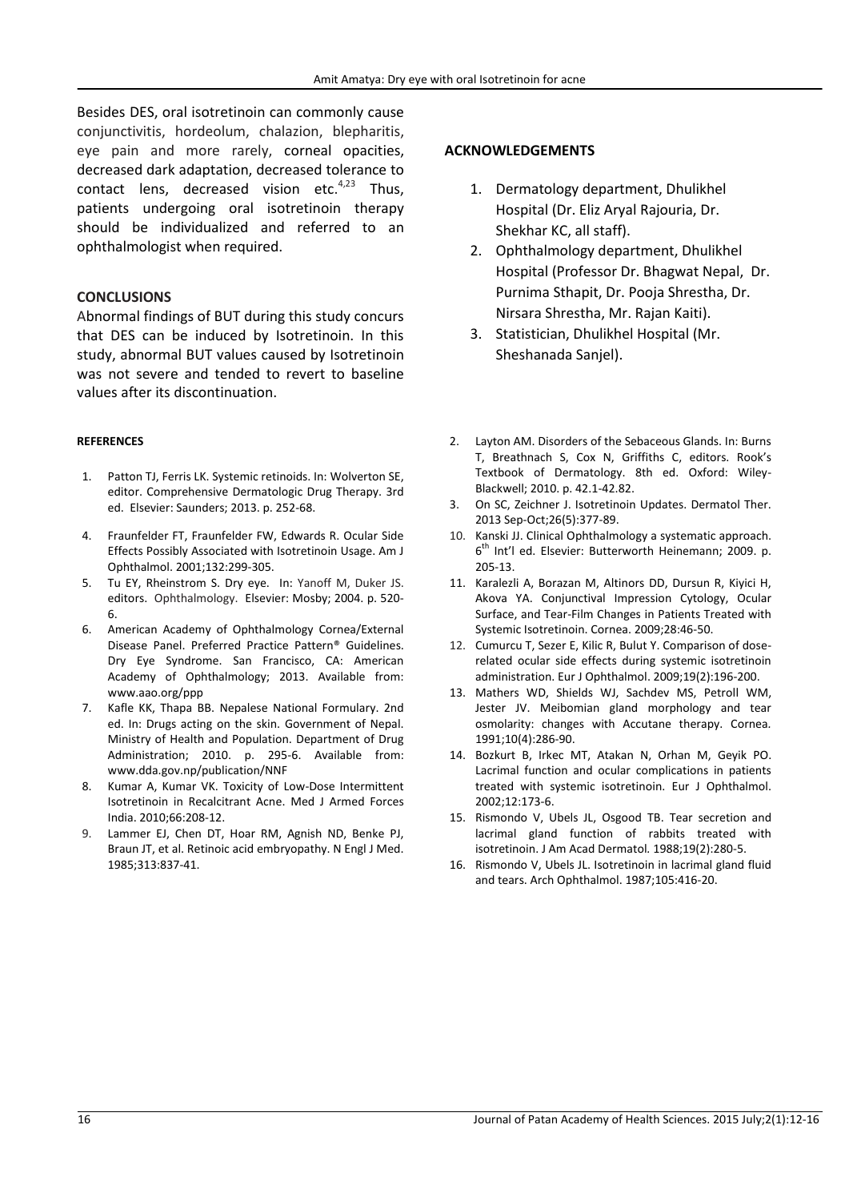Besides DES, oral isotretinoin can commonly cause conjunctivitis, hordeolum, chalazion, blepharitis, eye pain and more rarely, corneal opacities, decreased dark adaptation, decreased tolerance to contact lens, decreased vision etc.[4,23] Thus, patients undergoing oral isotretinoin therapy should be individualized and referred to an ophthalmologist when required.

## CONCLUSIONS

Abnormal findings of BUT during this study concurs that DES can be induced by Isotretinoin. In this study, abnormal BUT values caused by Isotretinoin was not severe and tended to revert to baseline values after its discontinuation.

## ACKNOWLEDGEMENTS

1. Dermatology department, Dhulikhel Hospital (Dr. Eliz Aryal Rajouria, Dr. Shekhar KC, all staff).
2. Ophthalmology department, Dhulikhel Hospital (Professor Dr. Bhagwat Nepal, Dr. Purnima Sthapit, Dr. Pooja Shrestha, Dr. Nirsara Shrestha, Mr. Rajan Kaiti).
3. Statistician, Dhulikhel Hospital (Mr. Sheshanada Sanjel).

## REFERENCES

1. Patton TJ, Ferris LK. Systemic retinoids. In: Wolverton SE, editor. Comprehensive Dermatologic Drug Therapy. 3rd ed. Elsevier: Saunders; 2013. p. 252-68.
4. Fraunfelder FT, Fraunfelder FW, Edwards R. Ocular Side Effects Possibly Associated with Isotretinoin Usage. Am J Ophthalmol. 2001;132:299-305.
5. Tu EY, Rheinstrom S. Dry eye. In: Yanoff M, Duker JS. editors. Ophthalmology. Elsevier: Mosby; 2004. p. 520-6.
6. American Academy of Ophthalmology Cornea/External Disease Panel. Preferred Practice Pattern® Guidelines. Dry Eye Syndrome. San Francisco, CA: American Academy of Ophthalmology; 2013. Available from: www.aao.org/ppp
7. Kafle KK, Thapa BB. Nepalese National Formulary. 2nd ed. In: Drugs acting on the skin. Government of Nepal. Ministry of Health and Population. Department of Drug Administration; 2010. p. 295-6. Available from: www.dda.gov.np/publication/NNF
8. Kumar A, Kumar VK. Toxicity of Low-Dose Intermittent Isotretinoin in Recalcitrant Acne. Med J Armed Forces India. 2010;66:208-12.
9. Lammer EJ, Chen DT, Hoar RM, Agnish ND, Benke PJ, Braun JT, et al. Retinoic acid embryopathy. N Engl J Med. 1985;313:837-41.
2. Layton AM. Disorders of the Sebaceous Glands. In: Burns T, Breathnach S, Cox N, Griffiths C, editors. Rook's Textbook of Dermatology. 8th ed. Oxford: Wiley-Blackwell; 2010. p. 42.1-42.82.
3. On SC, Zeichner J. Isotretinoin Updates. Dermatol Ther. 2013 Sep-Oct;26(5):377-89.
10. Kanski JJ. Clinical Ophthalmology a systematic approach. 6th Int'l ed. Elsevier: Butterworth Heinemann; 2009. p. 205-13.
11. Karalezli A, Borazan M, Altinors DD, Dursun R, Kiyici H, Akova YA. Conjunctival Impression Cytology, Ocular Surface, and Tear-Film Changes in Patients Treated with Systemic Isotretinoin. Cornea. 2009;28:46-50.
12. Cumurcu T, Sezer E, Kilic R, Bulut Y. Comparison of dose-related ocular side effects during systemic isotretinoin administration. Eur J Ophthalmol. 2009;19(2):196-200.
13. Mathers WD, Shields WJ, Sachdev MS, Petroll WM, Jester JV. Meibomian gland morphology and tear osmolarity: changes with Accutane therapy. Cornea. 1991;10(4):286-90.
14. Bozkurt B, Irkec MT, Atakan N, Orhan M, Geyik PO. Lacrimal function and ocular complications in patients treated with systemic isotretinoin. Eur J Ophthalmol. 2002;12:173-6.
15. Rismondo V, Ubels JL, Osgood TB. Tear secretion and lacrimal gland function of rabbits treated with isotretinoin. J Am Acad Dermatol. 1988;19(2):280-5.
16. Rismondo V, Ubels JL. Isotretinoin in lacrimal gland fluid and tears. Arch Ophthalmol. 1987;105:416-20.